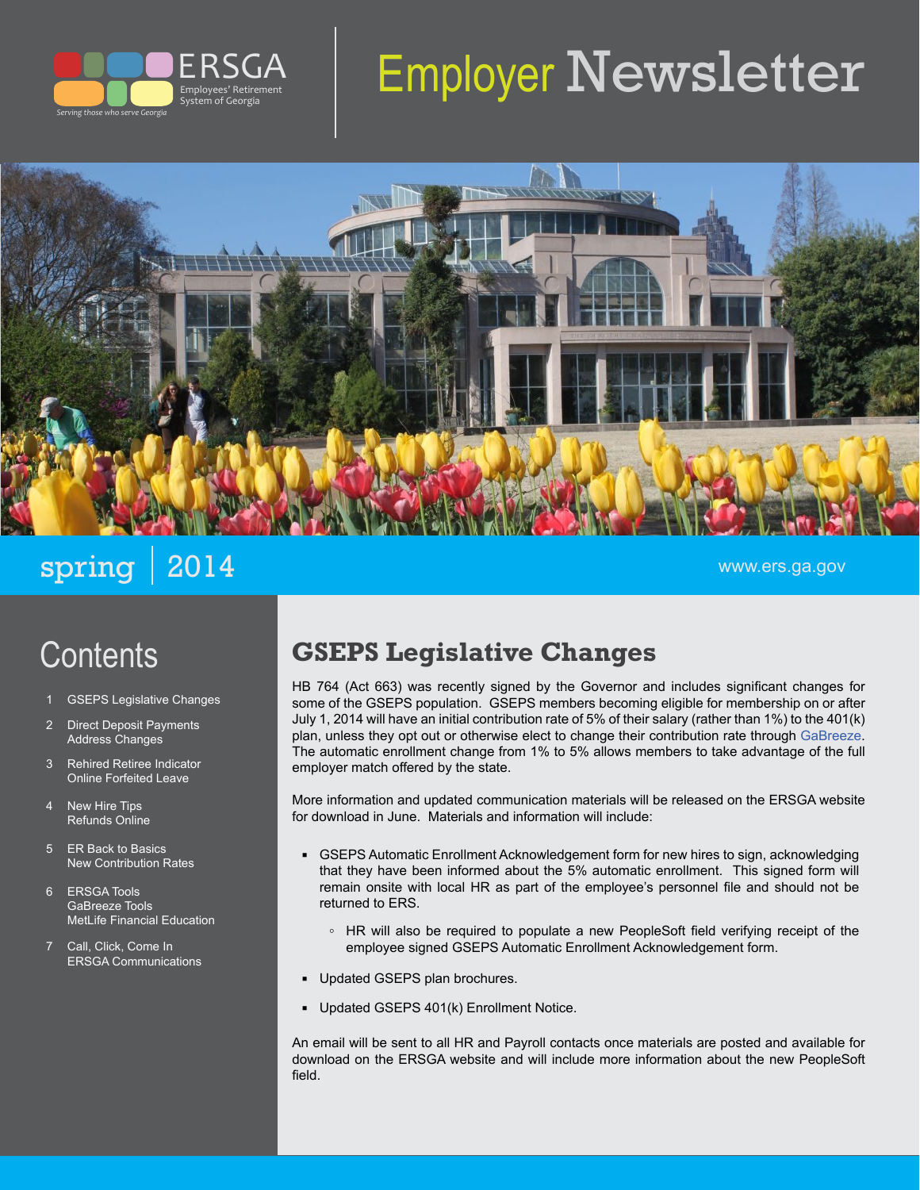ERSGA

Employees' Retirement System of Georgia

*Serving those who serve Georgia*

# Employer Newsletter

spring | 2014

www.ers.ga.gov

## Contents

1. GSEPS Legislative Changes
2. Direct Deposit Payments
   Address Changes
3. Rehired Retiree Indicator
   Online Forfeited Leave
4. New Hire Tips
   Refunds Online
5. ER Back to Basics
   New Contribution Rates
6. ERSGA Tools
   GaBreeze Tools
   MetLife Financial Education
7. Call, Click, Come In
   ERSGA Communications

## GSEPS Legislative Changes

HB 764 (Act 663) was recently signed by the Governor and includes significant changes for some of the GSEPS population. GSEPS members becoming eligible for membership on or after July 1, 2014 will have an initial contribution rate of 5% of their salary (rather than 1%) to the 401(k) plan, unless they opt out or otherwise elect to change their contribution rate through GaBreeze. The automatic enrollment change from 1% to 5% allows members to take advantage of the full employer match offered by the state.

More information and updated communication materials will be released on the ERSGA website for download in June. Materials and information will include:

- GSEPS Automatic Enrollment Acknowledgement form for new hires to sign, acknowledging that they have been informed about the 5% automatic enrollment. This signed form will remain onsite with local HR as part of the employee's personnel file and should not be returned to ERS.
  - HR will also be required to populate a new PeopleSoft field verifying receipt of the employee signed GSEPS Automatic Enrollment Acknowledgement form.
- Updated GSEPS plan brochures.
- Updated GSEPS 401(k) Enrollment Notice.

An email will be sent to all HR and Payroll contacts once materials are posted and available for download on the ERSGA website and will include more information about the new PeopleSoft field.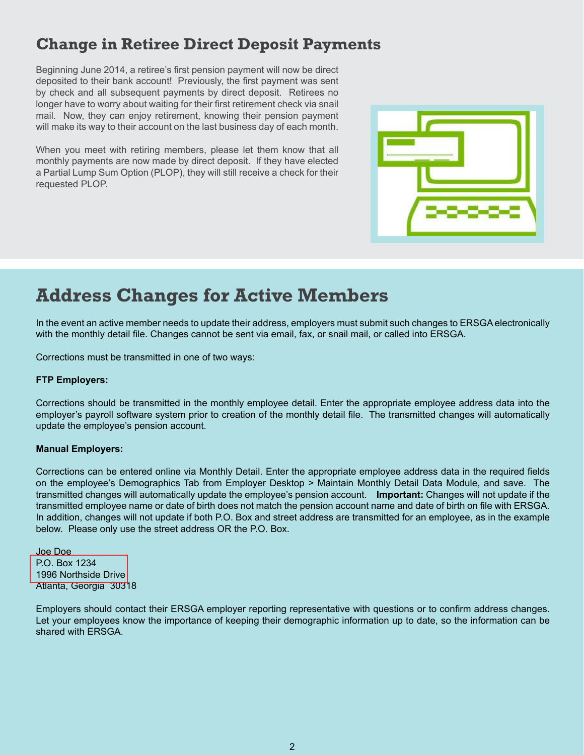## Change in Retiree Direct Deposit Payments

Beginning June 2014, a retiree's first pension payment will now be direct deposited to their bank account! Previously, the first payment was sent by check and all subsequent payments by direct deposit. Retirees no longer have to worry about waiting for their first retirement check via snail mail. Now, they can enjoy retirement, knowing their pension payment will make its way to their account on the last business day of each month.

When you meet with retiring members, please let them know that all monthly payments are now made by direct deposit. If they have elected a Partial Lump Sum Option (PLOP), they will still receive a check for their requested PLOP.

## Address Changes for Active Members

In the event an active member needs to update their address, employers must submit such changes to ERSGA electronically with the monthly detail file. Changes cannot be sent via email, fax, or snail mail, or called into ERSGA.

Corrections must be transmitted in one of two ways:

**FTP Employers:**

Corrections should be transmitted in the monthly employee detail. Enter the appropriate employee address data into the employer's payroll software system prior to creation of the monthly detail file. The transmitted changes will automatically update the employee's pension account.

**Manual Employers:**

Corrections can be entered online via Monthly Detail. Enter the appropriate employee address data in the required fields on the employee's Demographics Tab from Employer Desktop > Maintain Monthly Detail Data Module, and save. The transmitted changes will automatically update the employee's pension account. **Important:** Changes will not update if the transmitted employee name or date of birth does not match the pension account name and date of birth on file with ERSGA. In addition, changes will not update if both P.O. Box and street address are transmitted for an employee, as in the example below. Please only use the street address OR the P.O. Box.

Joe Doe
P.O. Box 1234
1996 Northside Drive
Atlanta, Georgia 30318

Employers should contact their ERSGA employer reporting representative with questions or to confirm address changes. Let your employees know the importance of keeping their demographic information up to date, so the information can be shared with ERSGA.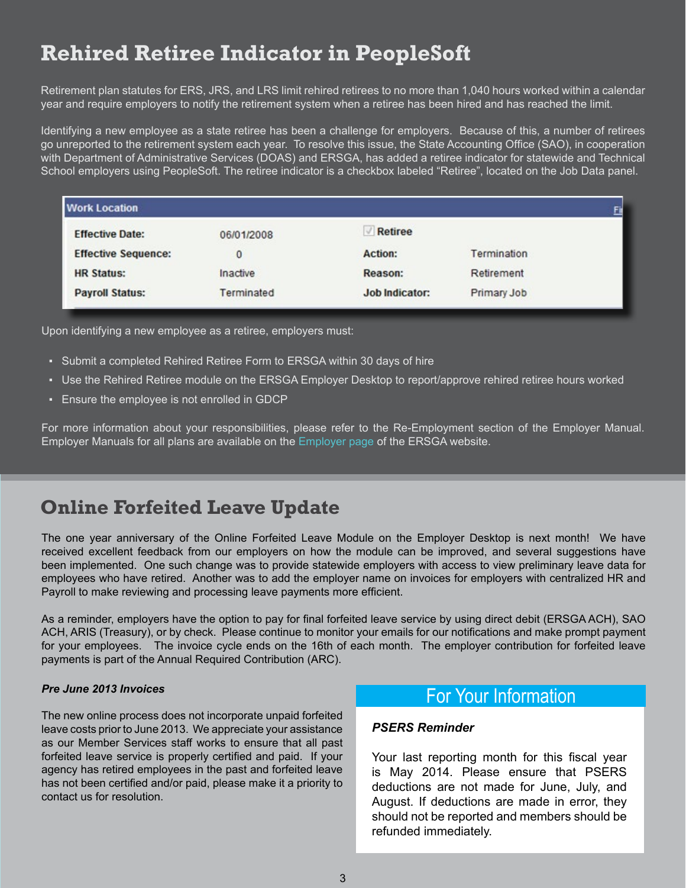# Rehired Retiree Indicator in PeopleSoft

Retirement plan statutes for ERS, JRS, and LRS limit rehired retirees to no more than 1,040 hours worked within a calendar year and require employers to notify the retirement system when a retiree has been hired and has reached the limit.

Identifying a new employee as a state retiree has been a challenge for employers. Because of this, a number of retirees go unreported to the retirement system each year. To resolve this issue, the State Accounting Office (SAO), in cooperation with Department of Administrative Services (DOAS) and ERSGA, has added a retiree indicator for statewide and Technical School employers using PeopleSoft. The retiree indicator is a checkbox labeled "Retiree", located on the Job Data panel.

| Work Location | | | |
|---|---|---|---|
| **Effective Date:** | 06/01/2008 | ☑ **Retiree** | |
| **Effective Sequence:** | 0 | **Action:** | Termination |
| **HR Status:** | Inactive | **Reason:** | Retirement |
| **Payroll Status:** | Terminated | **Job Indicator:** | Primary Job |

Upon identifying a new employee as a retiree, employers must:

- Submit a completed Rehired Retiree Form to ERSGA within 30 days of hire
- Use the Rehired Retiree module on the ERSGA Employer Desktop to report/approve rehired retiree hours worked
- Ensure the employee is not enrolled in GDCP

For more information about your responsibilities, please refer to the Re-Employment section of the Employer Manual. Employer Manuals for all plans are available on the Employer page of the ERSGA website.

# Online Forfeited Leave Update

The one year anniversary of the Online Forfeited Leave Module on the Employer Desktop is next month! We have received excellent feedback from our employers on how the module can be improved, and several suggestions have been implemented. One such change was to provide statewide employers with access to view preliminary leave data for employees who have retired. Another was to add the employer name on invoices for employers with centralized HR and Payroll to make reviewing and processing leave payments more efficient.

As a reminder, employers have the option to pay for final forfeited leave service by using direct debit (ERSGA ACH), SAO ACH, ARIS (Treasury), or by check. Please continue to monitor your emails for our notifications and make prompt payment for your employees. The invoice cycle ends on the 16th of each month. The employer contribution for forfeited leave payments is part of the Annual Required Contribution (ARC).

***Pre June 2013 Invoices***

The new online process does not incorporate unpaid forfeited leave costs prior to June 2013. We appreciate your assistance as our Member Services staff works to ensure that all past forfeited leave service is properly certified and paid. If your agency has retired employees in the past and forfeited leave has not been certified and/or paid, please make it a priority to contact us for resolution.

## For Your Information

***PSERS Reminder***

Your last reporting month for this fiscal year is May 2014. Please ensure that PSERS deductions are not made for June, July, and August. If deductions are made in error, they should not be reported and members should be refunded immediately.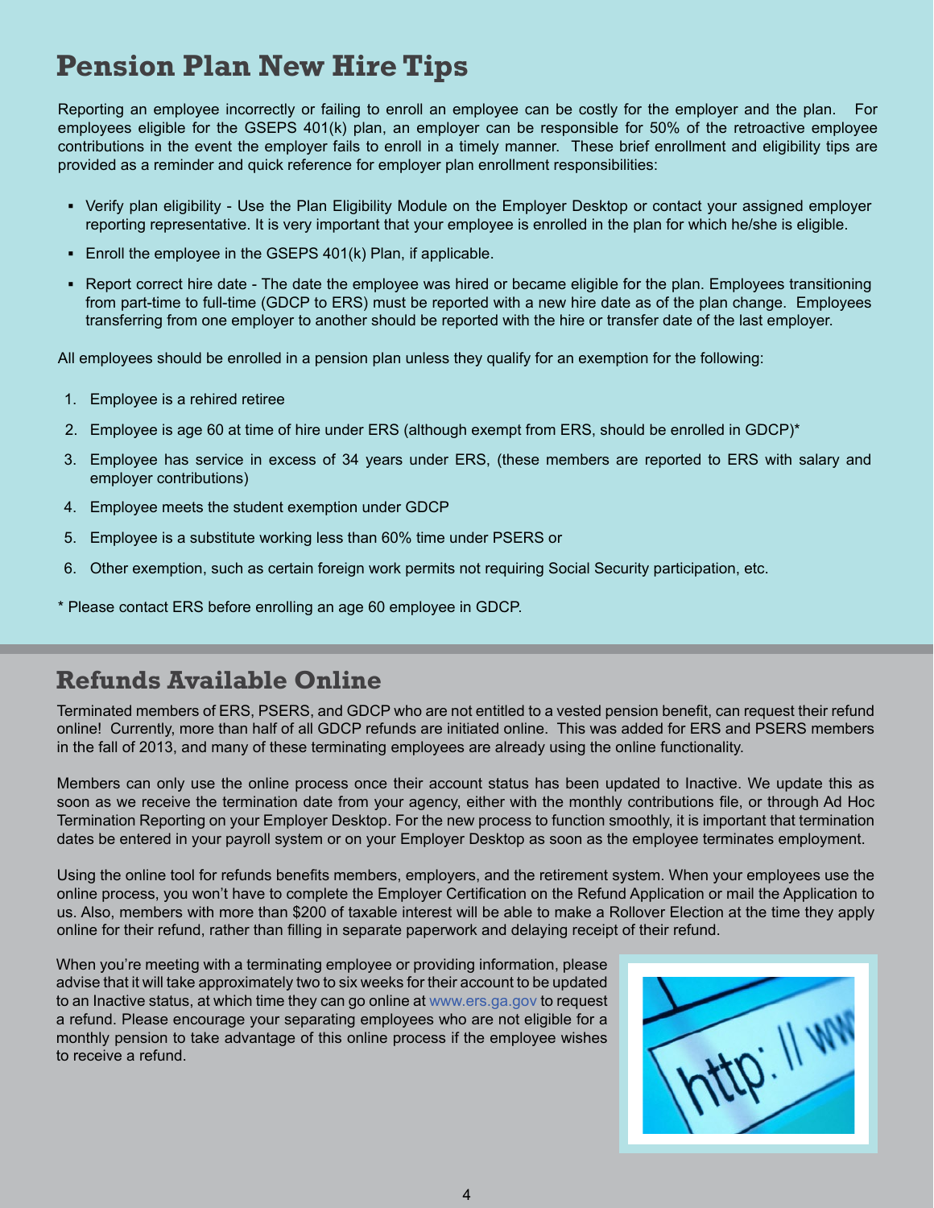# Pension Plan New Hire Tips

Reporting an employee incorrectly or failing to enroll an employee can be costly for the employer and the plan. For employees eligible for the GSEPS 401(k) plan, an employer can be responsible for 50% of the retroactive employee contributions in the event the employer fails to enroll in a timely manner. These brief enrollment and eligibility tips are provided as a reminder and quick reference for employer plan enrollment responsibilities:

- Verify plan eligibility - Use the Plan Eligibility Module on the Employer Desktop or contact your assigned employer reporting representative. It is very important that your employee is enrolled in the plan for which he/she is eligible.
- Enroll the employee in the GSEPS 401(k) Plan, if applicable.
- Report correct hire date - The date the employee was hired or became eligible for the plan. Employees transitioning from part-time to full-time (GDCP to ERS) must be reported with a new hire date as of the plan change. Employees transferring from one employer to another should be reported with the hire or transfer date of the last employer.

All employees should be enrolled in a pension plan unless they qualify for an exemption for the following:

1. Employee is a rehired retiree
2. Employee is age 60 at time of hire under ERS (although exempt from ERS, should be enrolled in GDCP)*
3. Employee has service in excess of 34 years under ERS, (these members are reported to ERS with salary and employer contributions)
4. Employee meets the student exemption under GDCP
5. Employee is a substitute working less than 60% time under PSERS or
6. Other exemption, such as certain foreign work permits not requiring Social Security participation, etc.

* Please contact ERS before enrolling an age 60 employee in GDCP.

## Refunds Available Online

Terminated members of ERS, PSERS, and GDCP who are not entitled to a vested pension benefit, can request their refund online! Currently, more than half of all GDCP refunds are initiated online. This was added for ERS and PSERS members in the fall of 2013, and many of these terminating employees are already using the online functionality.

Members can only use the online process once their account status has been updated to Inactive. We update this as soon as we receive the termination date from your agency, either with the monthly contributions file, or through Ad Hoc Termination Reporting on your Employer Desktop. For the new process to function smoothly, it is important that termination dates be entered in your payroll system or on your Employer Desktop as soon as the employee terminates employment.

Using the online tool for refunds benefits members, employers, and the retirement system. When your employees use the online process, you won't have to complete the Employer Certification on the Refund Application or mail the Application to us. Also, members with more than $200 of taxable interest will be able to make a Rollover Election at the time they apply online for their refund, rather than filling in separate paperwork and delaying receipt of their refund.

When you're meeting with a terminating employee or providing information, please advise that it will take approximately two to six weeks for their account to be updated to an Inactive status, at which time they can go online at www.ers.ga.gov to request a refund. Please encourage your separating employees who are not eligible for a monthly pension to take advantage of this online process if the employee wishes to receive a refund.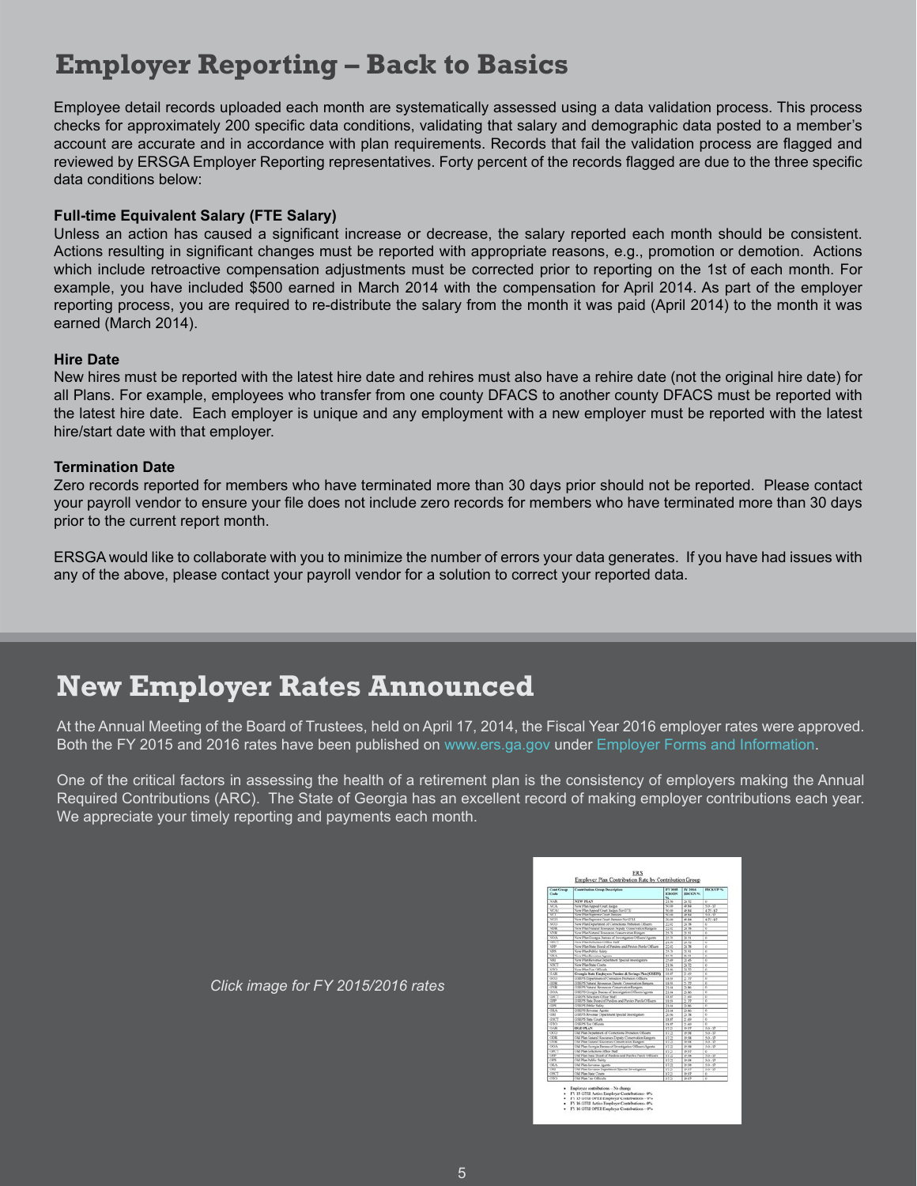# Employer Reporting – Back to Basics

Employee detail records uploaded each month are systematically assessed using a data validation process. This process checks for approximately 200 specific data conditions, validating that salary and demographic data posted to a member's account are accurate and in accordance with plan requirements. Records that fail the validation process are flagged and reviewed by ERSGA Employer Reporting representatives. Forty percent of the records flagged are due to the three specific data conditions below:

### Full-time Equivalent Salary (FTE Salary)

Unless an action has caused a significant increase or decrease, the salary reported each month should be consistent. Actions resulting in significant changes must be reported with appropriate reasons, e.g., promotion or demotion. Actions which include retroactive compensation adjustments must be corrected prior to reporting on the 1st of each month. For example, you have included $500 earned in March 2014 with the compensation for April 2014. As part of the employer reporting process, you are required to re-distribute the salary from the month it was paid (April 2014) to the month it was earned (March 2014).

### Hire Date

New hires must be reported with the latest hire date and rehires must also have a rehire date (not the original hire date) for all Plans. For example, employees who transfer from one county DFACS to another county DFACS must be reported with the latest hire date. Each employer is unique and any employment with a new employer must be reported with the latest hire/start date with that employer.

### Termination Date

Zero records reported for members who have terminated more than 30 days prior should not be reported. Please contact your payroll vendor to ensure your file does not include zero records for members who have terminated more than 30 days prior to the current report month.

ERSGA would like to collaborate with you to minimize the number of errors your data generates. If you have had issues with any of the above, please contact your payroll vendor for a solution to correct your reported data.

# New Employer Rates Announced

At the Annual Meeting of the Board of Trustees, held on April 17, 2014, the Fiscal Year 2016 employer rates were approved. Both the FY 2015 and 2016 rates have been published on www.ers.ga.gov under Employer Forms and Information.

One of the critical factors in assessing the health of a retirement plan is the consistency of employers making the Annual Required Contributions (ARC). The State of Georgia has an excellent record of making employer contributions each year. We appreciate your timely reporting and payments each month.

*Click image for FY 2015/2016 rates*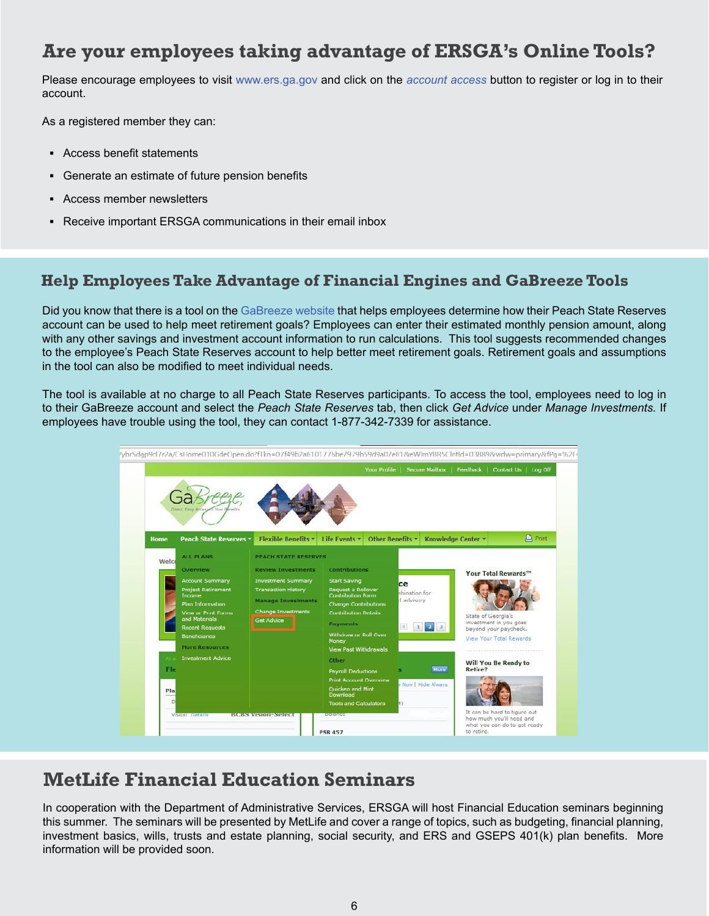## Are your employees taking advantage of ERSGA's Online Tools?

Please encourage employees to visit www.ers.ga.gov and click on the *account access* button to register or log in to their account.

As a registered member they can:

- Access benefit statements
- Generate an estimate of future pension benefits
- Access member newsletters
- Receive important ERSGA communications in their email inbox

## Help Employees Take Advantage of Financial Engines and GaBreeze Tools

Did you know that there is a tool on the GaBreeze website that helps employees determine how their Peach State Reserves account can be used to help meet retirement goals? Employees can enter their estimated monthly pension amount, along with any other savings and investment account information to run calculations. This tool suggests recommended changes to the employee's Peach State Reserves account to help better meet retirement goals. Retirement goals and assumptions in the tool can also be modified to meet individual needs.

The tool is available at no charge to all Peach State Reserves participants. To access the tool, employees need to log in to their GaBreeze account and select the *Peach State Reserves* tab, then click *Get Advice* under *Manage Investments.* If employees have trouble using the tool, they can contact 1-877-342-7339 for assistance.

## MetLife Financial Education Seminars

In cooperation with the Department of Administrative Services, ERSGA will host Financial Education seminars beginning this summer. The seminars will be presented by MetLife and cover a range of topics, such as budgeting, financial planning, investment basics, wills, trusts and estate planning, social security, and ERS and GSEPS 401(k) plan benefits. More information will be provided soon.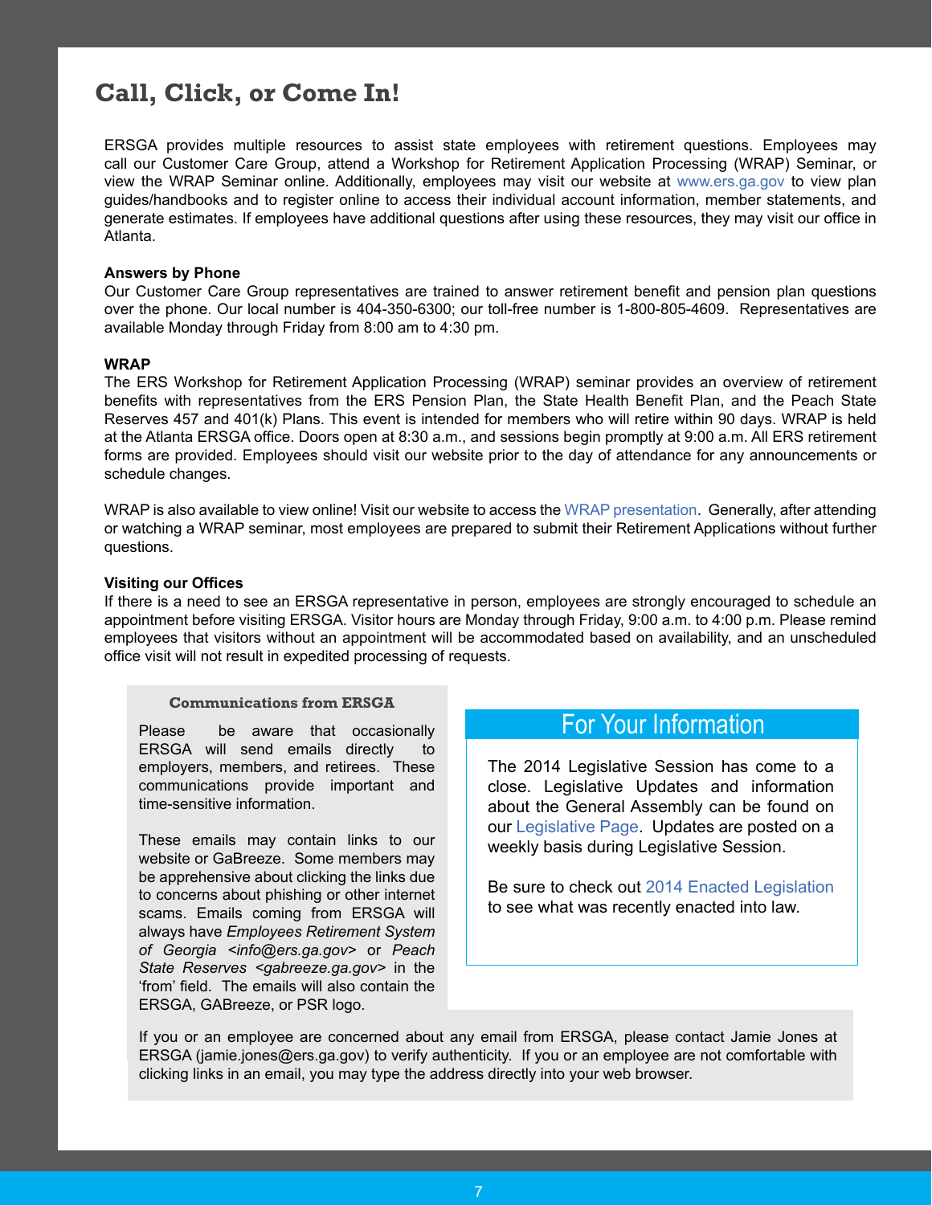# Call, Click, or Come In!

ERSGA provides multiple resources to assist state employees with retirement questions. Employees may call our Customer Care Group, attend a Workshop for Retirement Application Processing (WRAP) Seminar, or view the WRAP Seminar online. Additionally, employees may visit our website at www.ers.ga.gov to view plan guides/handbooks and to register online to access their individual account information, member statements, and generate estimates. If employees have additional questions after using these resources, they may visit our office in Atlanta.

**Answers by Phone**

Our Customer Care Group representatives are trained to answer retirement benefit and pension plan questions over the phone. Our local number is 404-350-6300; our toll-free number is 1-800-805-4609. Representatives are available Monday through Friday from 8:00 am to 4:30 pm.

**WRAP**

The ERS Workshop for Retirement Application Processing (WRAP) seminar provides an overview of retirement benefits with representatives from the ERS Pension Plan, the State Health Benefit Plan, and the Peach State Reserves 457 and 401(k) Plans. This event is intended for members who will retire within 90 days. WRAP is held at the Atlanta ERSGA office. Doors open at 8:30 a.m., and sessions begin promptly at 9:00 a.m. All ERS retirement forms are provided. Employees should visit our website prior to the day of attendance for any announcements or schedule changes.

WRAP is also available to view online! Visit our website to access the WRAP presentation. Generally, after attending or watching a WRAP seminar, most employees are prepared to submit their Retirement Applications without further questions.

**Visiting our Offices**

If there is a need to see an ERSGA representative in person, employees are strongly encouraged to schedule an appointment before visiting ERSGA. Visitor hours are Monday through Friday, 9:00 a.m. to 4:00 p.m. Please remind employees that visitors without an appointment will be accommodated based on availability, and an unscheduled office visit will not result in expedited processing of requests.

### Communications from ERSGA

Please be aware that occasionally ERSGA will send emails directly to employers, members, and retirees. These communications provide important and time-sensitive information.

These emails may contain links to our website or GaBreeze. Some members may be apprehensive about clicking the links due to concerns about phishing or other internet scams. Emails coming from ERSGA will always have *Employees Retirement System of Georgia <info@ers.ga.gov>* or *Peach State Reserves <gabreeze.ga.gov>* in the 'from' field. The emails will also contain the ERSGA, GABreeze, or PSR logo.

If you or an employee are concerned about any email from ERSGA, please contact Jamie Jones at ERSGA (jamie.jones@ers.ga.gov) to verify authenticity. If you or an employee are not comfortable with clicking links in an email, you may type the address directly into your web browser.

## For Your Information

The 2014 Legislative Session has come to a close. Legislative Updates and information about the General Assembly can be found on our Legislative Page. Updates are posted on a weekly basis during Legislative Session.

Be sure to check out 2014 Enacted Legislation to see what was recently enacted into law.